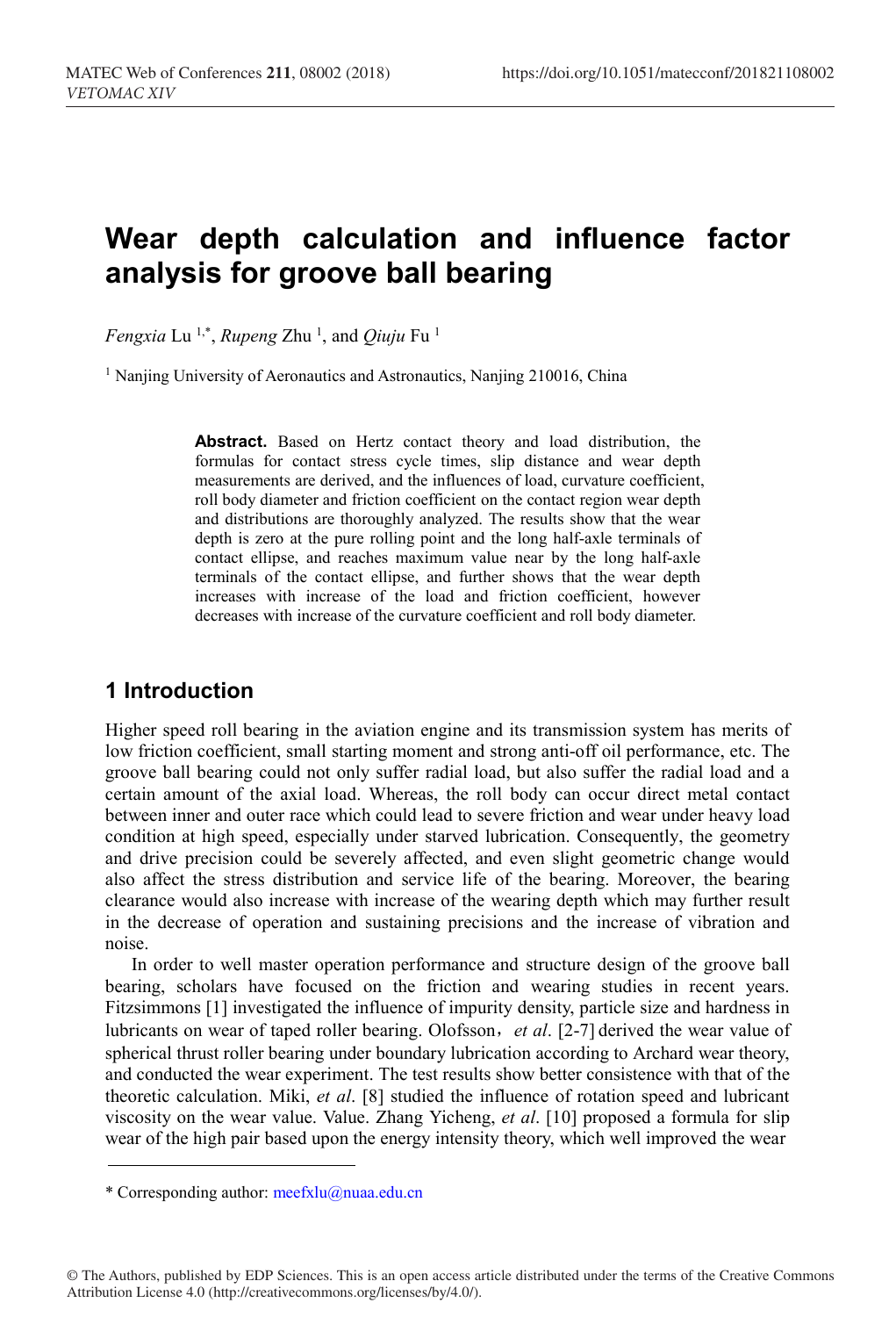# Wear depth calculation and influence factor analysis for groove ball bearing

*Fengxia* Lu [1,*], *Rupeng* Zhu [1], and *Qiuju* Fu [1]

[1] Nanjing University of Aeronautics and Astronautics, Nanjing 210016, China

**Abstract.** Based on Hertz contact theory and load distribution, the formulas for contact stress cycle times, slip distance and wear depth measurements are derived, and the influences of load, curvature coefficient, roll body diameter and friction coefficient on the contact region wear depth and distributions are thoroughly analyzed. The results show that the wear depth is zero at the pure rolling point and the long half-axle terminals of contact ellipse, and reaches maximum value near by the long half-axle terminals of the contact ellipse, and further shows that the wear depth increases with increase of the load and friction coefficient, however decreases with increase of the curvature coefficient and roll body diameter.

## 1 Introduction

Higher speed roll bearing in the aviation engine and its transmission system has merits of low friction coefficient, small starting moment and strong anti-off oil performance, etc. The groove ball bearing could not only suffer radial load, but also suffer the radial load and a certain amount of the axial load. Whereas, the roll body can occur direct metal contact between inner and outer race which could lead to severe friction and wear under heavy load condition at high speed, especially under starved lubrication. Consequently, the geometry and drive precision could be severely affected, and even slight geometric change would also affect the stress distribution and service life of the bearing. Moreover, the bearing clearance would also increase with increase of the wearing depth which may further result in the decrease of operation and sustaining precisions and the increase of vibration and noise.

In order to well master operation performance and structure design of the groove ball bearing, scholars have focused on the friction and wearing studies in recent years. Fitzsimmons [1] investigated the influence of impurity density, particle size and hardness in lubricants on wear of taped roller bearing. Olofsson，*et al*. [2-7] derived the wear value of spherical thrust roller bearing under boundary lubrication according to Archard wear theory, and conducted the wear experiment. The test results show better consistence with that of the theoretic calculation. Miki, *et al*. [8] studied the influence of rotation speed and lubricant viscosity on the wear value. Value. Zhang Yicheng, *et al*. [10] proposed a formula for slip wear of the high pair based upon the energy intensity theory, which well improved the wear

* Corresponding author: meefxlu@nuaa.edu.cn

© The Authors, published by EDP Sciences. This is an open access article distributed under the terms of the Creative Commons Attribution License 4.0 (http://creativecommons.org/licenses/by/4.0/).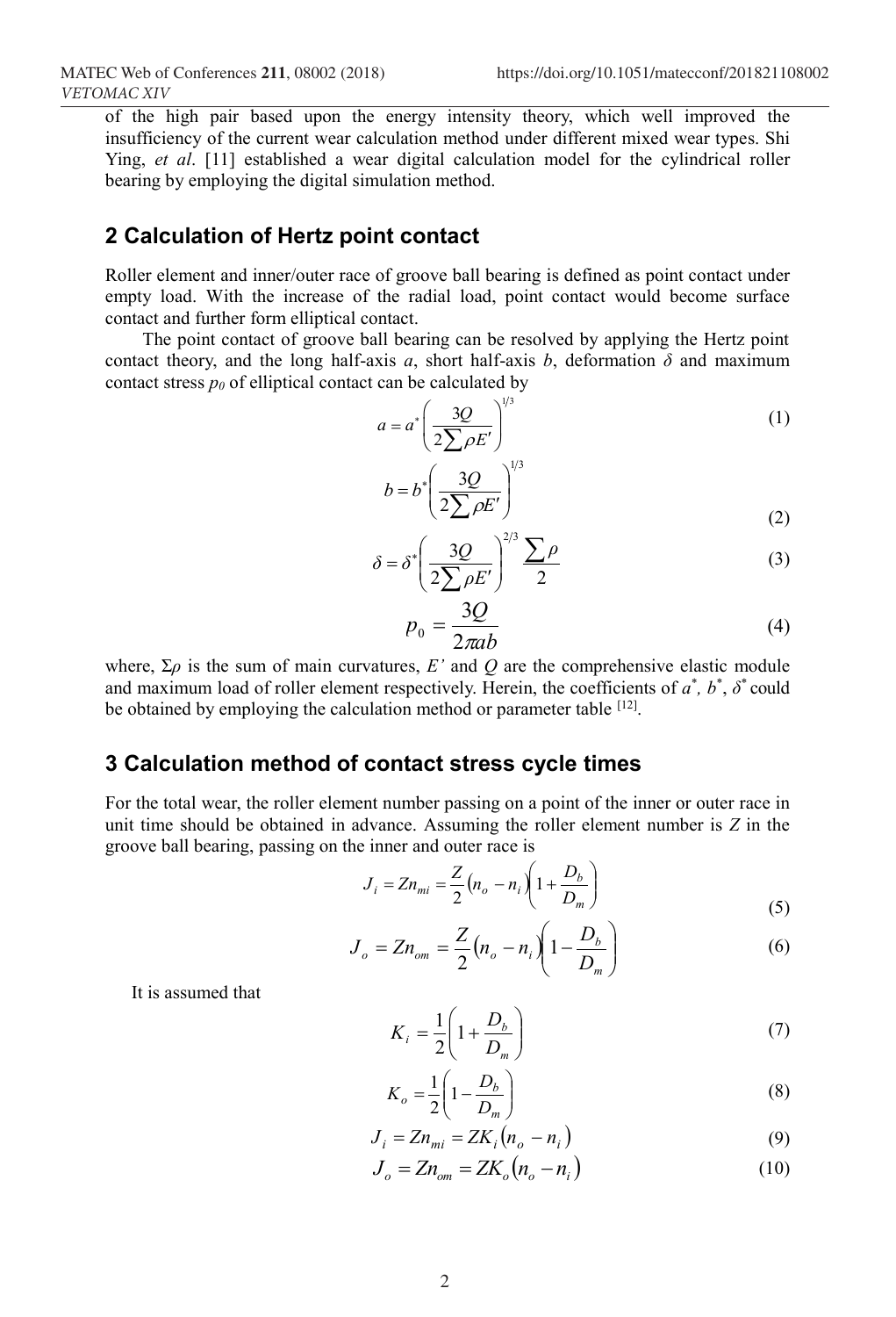of the high pair based upon the energy intensity theory, which well improved the insufficiency of the current wear calculation method under different mixed wear types. Shi Ying, *et al*. [11] established a wear digital calculation model for the cylindrical roller bearing by employing the digital simulation method.

## 2 Calculation of Hertz point contact

Roller element and inner/outer race of groove ball bearing is defined as point contact under empty load. With the increase of the radial load, point contact would become surface contact and further form elliptical contact.

The point contact of groove ball bearing can be resolved by applying the Hertz point contact theory, and the long half-axis $a$, short half-axis $b$, deformation $\delta$ and maximum contact stress $p_0$ of elliptical contact can be calculated by

$$a = a^*\left(\frac{3Q}{2\sum \rho E'}\right)^{1/3} \tag{1}$$

$$b = b^*\left(\frac{3Q}{2\sum \rho E'}\right)^{1/3} \tag{2}$$

$$\delta = \delta^*\left(\frac{3Q}{2\sum \rho E'}\right)^{2/3}\frac{\sum \rho}{2} \tag{3}$$

$$p_0 = \frac{3Q}{2\pi ab} \tag{4}$$

where, $\Sigma\rho$ is the sum of main curvatures, $E'$ and $Q$ are the comprehensive elastic module and maximum load of roller element respectively. Herein, the coefficients of $a^*$, $b^*$, $\delta^*$ could be obtained by employing the calculation method or parameter table [12].

## 3 Calculation method of contact stress cycle times

For the total wear, the roller element number passing on a point of the inner or outer race in unit time should be obtained in advance. Assuming the roller element number is $Z$ in the groove ball bearing, passing on the inner and outer race is

$$J_i = Zn_{mi} = \frac{Z}{2}\left(n_o - n_i\right)\left(1 + \frac{D_b}{D_m}\right) \tag{5}$$

$$J_o = Zn_{om} = \frac{Z}{2}\left(n_o - n_i\right)\left(1 - \frac{D_b}{D_m}\right) \tag{6}$$

It is assumed that

$$K_i = \frac{1}{2}\left(1 + \frac{D_b}{D_m}\right) \tag{7}$$

$$K_o = \frac{1}{2}\left(1 - \frac{D_b}{D_m}\right) \tag{8}$$

$$J_i = Zn_{mi} = ZK_i\left(n_o - n_i\right) \tag{9}$$

$$J_o = Zn_{om} = ZK_o\left(n_o - n_i\right) \tag{10}$$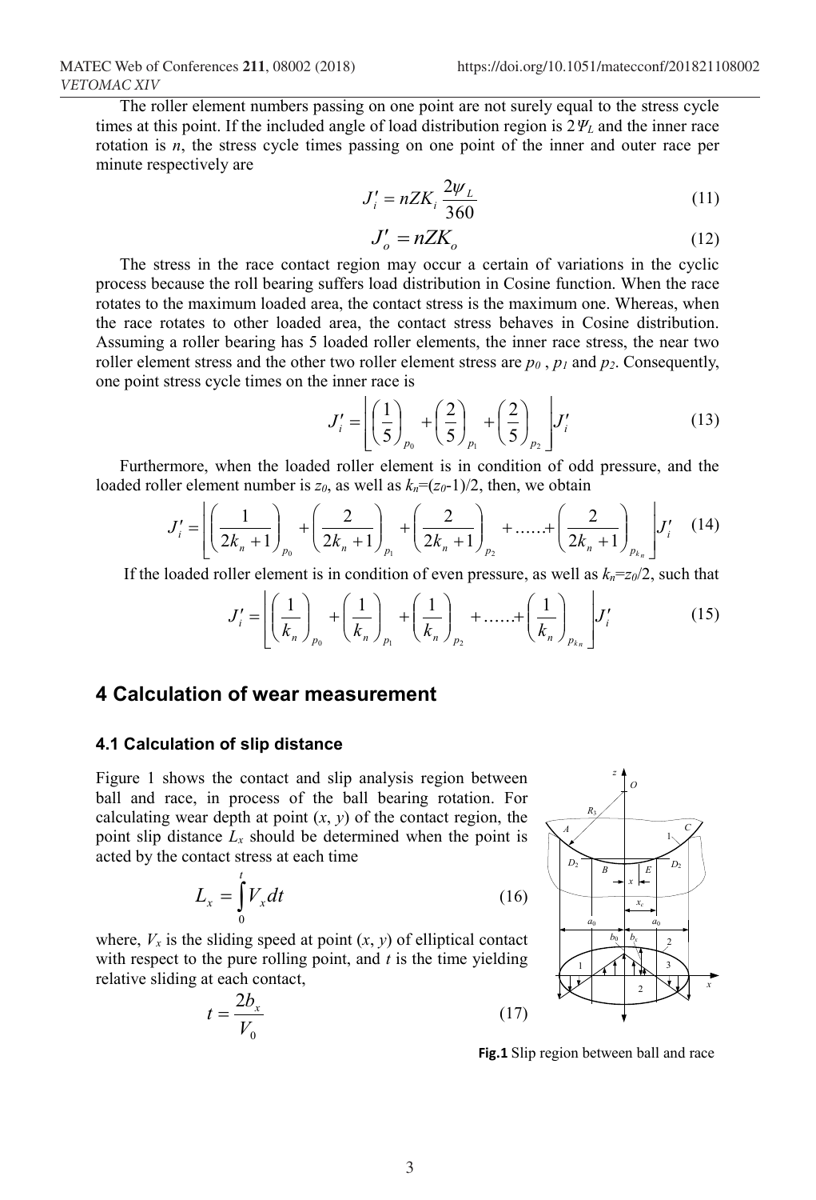The roller element numbers passing on one point are not surely equal to the stress cycle times at this point. If the included angle of load distribution region is $2\Psi_L$ and the inner race rotation is $n$, the stress cycle times passing on one point of the inner and outer race per minute respectively are

$$J_i' = nZK_i \frac{2\psi_L}{360} \tag{11}$$

$$J_o' = nZK_o \tag{12}$$

The stress in the race contact region may occur a certain of variations in the cyclic process because the roll bearing suffers load distribution in Cosine function. When the race rotates to the maximum loaded area, the contact stress is the maximum one. Whereas, when the race rotates to other loaded area, the contact stress behaves in Cosine distribution. Assuming a roller bearing has 5 loaded roller elements, the inner race stress, the near two roller element stress and the other two roller element stress are $p_0$ , $p_1$ and $p_2$. Consequently, one point stress cycle times on the inner race is

$$J_i' = \left[\left(\frac{1}{5}\right)_{p_0} + \left(\frac{2}{5}\right)_{p_1} + \left(\frac{2}{5}\right)_{p_2}\right] J_i' \tag{13}$$

Furthermore, when the loaded roller element is in condition of odd pressure, and the loaded roller element number is $z_0$, as well as $k_n=(z_0-1)/2$, then, we obtain

$$J_i' = \left[\left(\frac{1}{2k_n+1}\right)_{p_0} + \left(\frac{2}{2k_n+1}\right)_{p_1} + \left(\frac{2}{2k_n+1}\right)_{p_2} + \ldots\ldots + \left(\frac{2}{2k_n+1}\right)_{p_{k_n}}\right] J_i' \tag{14}$$

If the loaded roller element is in condition of even pressure, as well as $k_n=z_0/2$, such that

$$J_i' = \left[\left(\frac{1}{k_n}\right)_{p_0} + \left(\frac{1}{k_n}\right)_{p_1} + \left(\frac{1}{k_n}\right)_{p_2} + \ldots\ldots + \left(\frac{1}{k_n}\right)_{p_{k_n}}\right] J_i' \tag{15}$$

## 4 Calculation of wear measurement

### 4.1 Calculation of slip distance

Figure 1 shows the contact and slip analysis region between ball and race, in process of the ball bearing rotation. For calculating wear depth at point ($x$, $y$) of the contact region, the point slip distance $L_x$ should be determined when the point is acted by the contact stress at each time

$$L_x = \int_0^t V_x dt \tag{16}$$

where, $V_x$ is the sliding speed at point ($x$, $y$) of elliptical contact with respect to the pure rolling point, and $t$ is the time yielding relative sliding at each contact,

$$t = \frac{2b_x}{V_0} \tag{17}$$

**Fig.1** Slip region between ball and race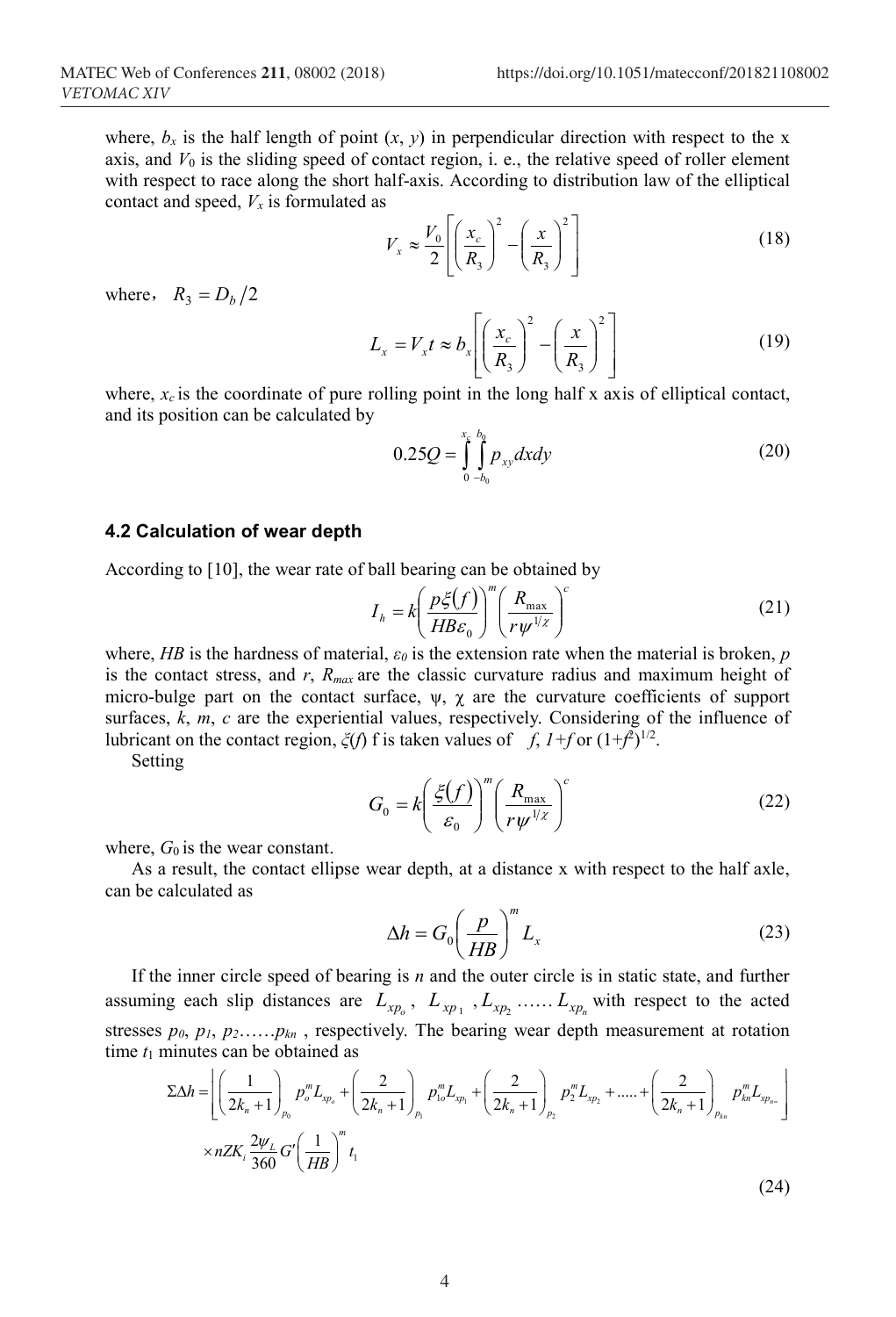where, $b_x$ is the half length of point $(x, y)$ in perpendicular direction with respect to the x axis, and $V_0$ is the sliding speed of contact region, i. e., the relative speed of roller element with respect to race along the short half-axis. According to distribution law of the elliptical contact and speed, $V_x$ is formulated as

$$V_x \approx \frac{V_0}{2}\left[\left(\frac{x_c}{R_3}\right)^2 - \left(\frac{x}{R_3}\right)^2\right] \tag{18}$$

where, $R_3 = D_b/2$

$$L_x = V_x t \approx b_x\left[\left(\frac{x_c}{R_3}\right)^2 - \left(\frac{x}{R_3}\right)^2\right] \tag{19}$$

where, $x_c$ is the coordinate of pure rolling point in the long half x axis of elliptical contact, and its position can be calculated by

$$0.25Q = \int_0^{x_c}\int_{-b_0}^{b_0} p_{xy}\,dx\,dy \tag{20}$$

### 4.2 Calculation of wear depth

According to [10], the wear rate of ball bearing can be obtained by

$$I_h = k\left(\frac{p\xi(f)}{HB\varepsilon_0}\right)^m \left(\frac{R_{\max}}{r\psi^{1/\chi}}\right)^c \tag{21}$$

where, $HB$ is the hardness of material, $\varepsilon_0$ is the extension rate when the material is broken, $p$ is the contact stress, and $r$, $R_{max}$ are the classic curvature radius and maximum height of micro-bulge part on the contact surface, $\psi$, $\chi$ are the curvature coefficients of support surfaces, $k$, $m$, $c$ are the experiential values, respectively. Considering of the influence of lubricant on the contact region, $\xi(f)$ f is taken values of $f$, $1+f$ or $(1+f^2)^{1/2}$.

Setting

$$G_0 = k\left(\frac{\xi(f)}{\varepsilon_0}\right)^m \left(\frac{R_{\max}}{r\psi^{1/\chi}}\right)^c \tag{22}$$

where, $G_0$ is the wear constant.

As a result, the contact ellipse wear depth, at a distance x with respect to the half axle, can be calculated as

$$\Delta h = G_0\left(\frac{p}{HB}\right)^m L_x \tag{23}$$

If the inner circle speed of bearing is $n$ and the outer circle is in static state, and further assuming each slip distances are $L_{xp_o}$, $L_{xp_1}$, $L_{xp_2}$ …… $L_{xp_n}$ with respect to the acted stresses $p_0$, $p_1$, $p_2$……$p_{kn}$, respectively. The bearing wear depth measurement at rotation time $t_1$ minutes can be obtained as

$$\Sigma\Delta h = \left[\left(\frac{1}{2k_n+1}\right)_{p_0} p_o^m L_{xp_o} + \left(\frac{2}{2k_n+1}\right)_{p_1} p_{1o}^m L_{xp_1} + \left(\frac{2}{2k_n+1}\right)_{p_2} p_2^m L_{xp_2} + \ldots + \left(\frac{2}{2k_n+1}\right)_{p_{kn}} p_{kn}^m L_{xp_{n}}\right] \times nZK_i \frac{2\psi_L}{360} G'\left(\frac{1}{HB}\right)^m t_1 \tag{24}$$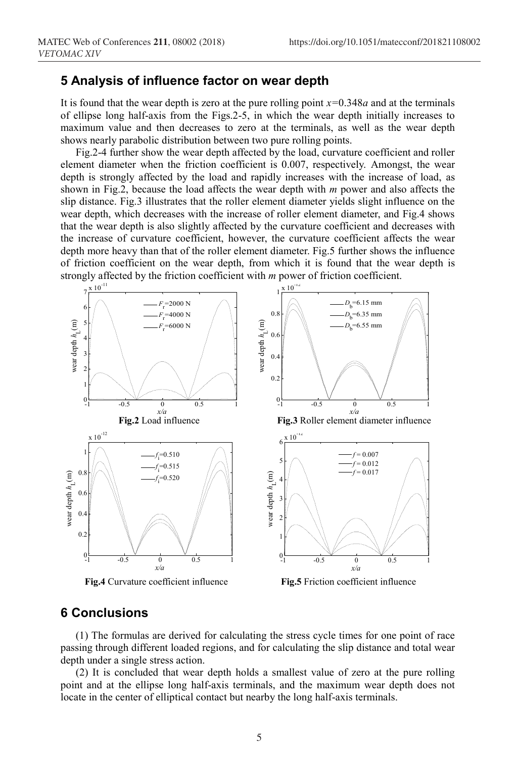## 5 Analysis of influence factor on wear depth

It is found that the wear depth is zero at the pure rolling point $x$=0.348$a$ and at the terminals of ellipse long half-axis from the Figs.2-5, in which the wear depth initially increases to maximum value and then decreases to zero at the terminals, as well as the wear depth shows nearly parabolic distribution between two pure rolling points.

Fig.2-4 further show the wear depth affected by the load, curvature coefficient and roller element diameter when the friction coefficient is 0.007, respectively. Amongst, the wear depth is strongly affected by the load and rapidly increases with the increase of load, as shown in Fig.2, because the load affects the wear depth with $m$ power and also affects the slip distance. Fig.3 illustrates that the roller element diameter yields slight influence on the wear depth, which decreases with the increase of roller element diameter, and Fig.4 shows that the wear depth is also slightly affected by the curvature coefficient and decreases with the increase of curvature coefficient, however, the curvature coefficient affects the wear depth more heavy than that of the roller element diameter. Fig.5 further shows the influence of friction coefficient on the wear depth, from which it is found that the wear depth is strongly affected by the friction coefficient with $m$ power of friction coefficient.

**Fig.2** Load influence

**Fig.3** Roller element diameter influence

**Fig.4** Curvature coefficient influence

**Fig.5** Friction coefficient influence

## 6 Conclusions

(1) The formulas are derived for calculating the stress cycle times for one point of race passing through different loaded regions, and for calculating the slip distance and total wear depth under a single stress action.

(2) It is concluded that wear depth holds a smallest value of zero at the pure rolling point and at the ellipse long half-axis terminals, and the maximum wear depth does not locate in the center of elliptical contact but nearby the long half-axis terminals.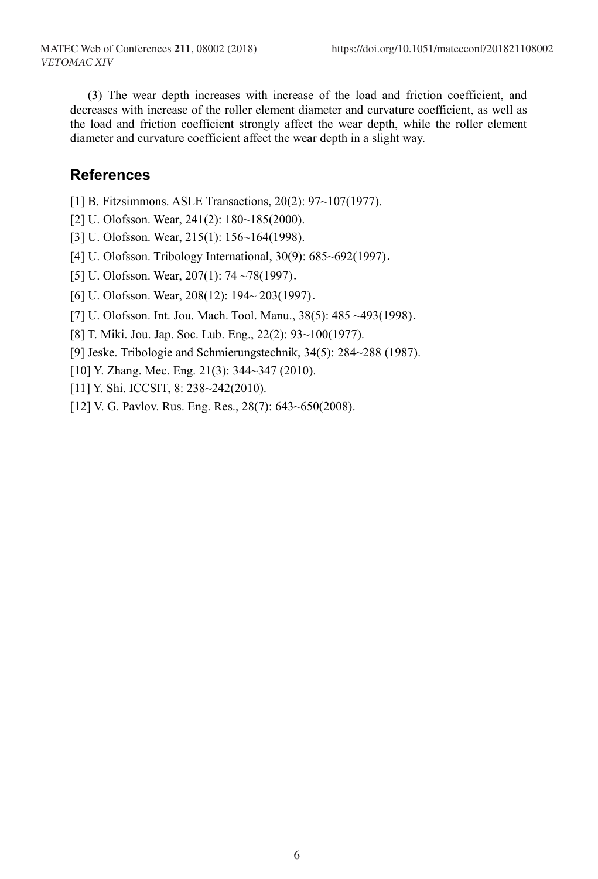(3) The wear depth increases with increase of the load and friction coefficient, and decreases with increase of the roller element diameter and curvature coefficient, as well as the load and friction coefficient strongly affect the wear depth, while the roller element diameter and curvature coefficient affect the wear depth in a slight way.

## References

[1] B. Fitzsimmons. ASLE Transactions, 20(2): 97~107(1977).

[2] U. Olofsson. Wear, 241(2): 180~185(2000).

[3] U. Olofsson. Wear, 215(1): 156~164(1998).

[4] U. Olofsson. Tribology International, 30(9): 685~692(1997).

[5] U. Olofsson. Wear, 207(1): 74 ~78(1997).

[6] U. Olofsson. Wear, 208(12): 194~ 203(1997).

[7] U. Olofsson. Int. Jou. Mach. Tool. Manu., 38(5): 485 ~493(1998).

[8] T. Miki. Jou. Jap. Soc. Lub. Eng., 22(2): 93~100(1977).

[9] Jeske. Tribologie and Schmierungstechnik, 34(5): 284~288 (1987).

[10] Y. Zhang. Mec. Eng. 21(3): 344~347 (2010).

[11] Y. Shi. ICCSIT, 8: 238~242(2010).

[12] V. G. Pavlov. Rus. Eng. Res., 28(7): 643~650(2008).